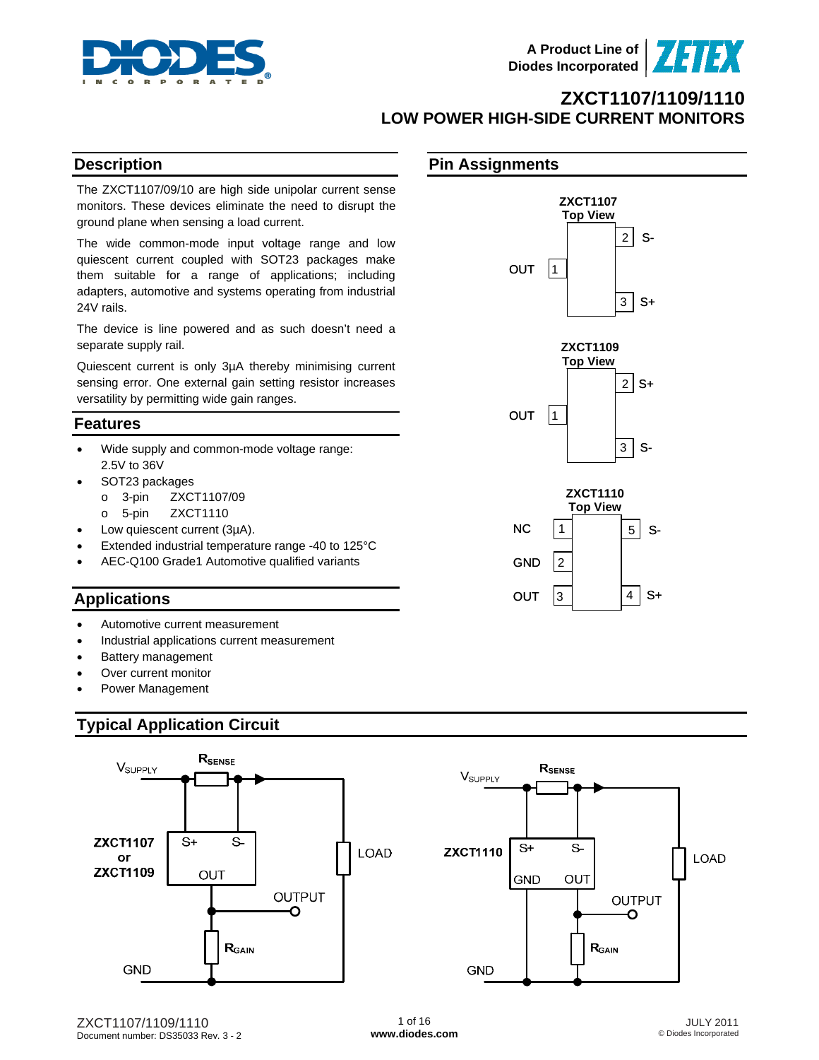# ZXCT1107/1109/1110

## LOW POWER HIGH-SIDE CURRENT MONITORS

## Description

The ZXCT1107/09/10 are high side unipolar current sense monitors. These devices eliminate the need to disrupt the ground plane when sensing a load current.

The wide common-mode input voltage range and low quiescent current coupled with SOT23 packages make them suitable for a range of applications; including adapters, automotive and systems operating from industrial 24V rails.

The device is line powered and as such doesn't need a separate supply rail.

Quiescent current is only 3µA thereby minimising current sensing error. One external gain setting resistor increases versatility by permitting wide gain ranges.

## Features

- Wide supply and common-mode voltage range: 2.5V to 36V
- SOT23 packages
  - 3-pin ZXCT1107/09
  - 5-pin ZXCT1110
- Low quiescent current (3µA).
- Extended industrial temperature range -40 to 125°C
- AEC-Q100 Grade1 Automotive qualified variants

## Applications

- Automotive current measurement
- Industrial applications current measurement
- Battery management
- Over current monitor
- Power Management

## Pin Assignments

**ZXCT1107 Top View**

| Pin | Name |
|---|---|
| 1 | OUT |
| 2 | S- |
| 3 | S+ |

**ZXCT1109 Top View**

| Pin | Name |
|---|---|
| 1 | OUT |
| 2 | S+ |
| 3 | S- |

**ZXCT1110 Top View**

| Pin | Name |
|---|---|
| 1 | NC |
| 2 | GND |
| 3 | OUT |
| 4 | S+ |
| 5 | S- |

## Typical Application Circuit

$V_{SUPPLY}$, $R_{SENSE}$, ZXCT1107 or ZXCT1109 (S+, S-, OUT), LOAD, OUTPUT, $R_{GAIN}$, GND

$V_{SUPPLY}$, $R_{SENSE}$, ZXCT1110 (S+, S-, GND, OUT), LOAD, OUTPUT, $R_{GAIN}$, GND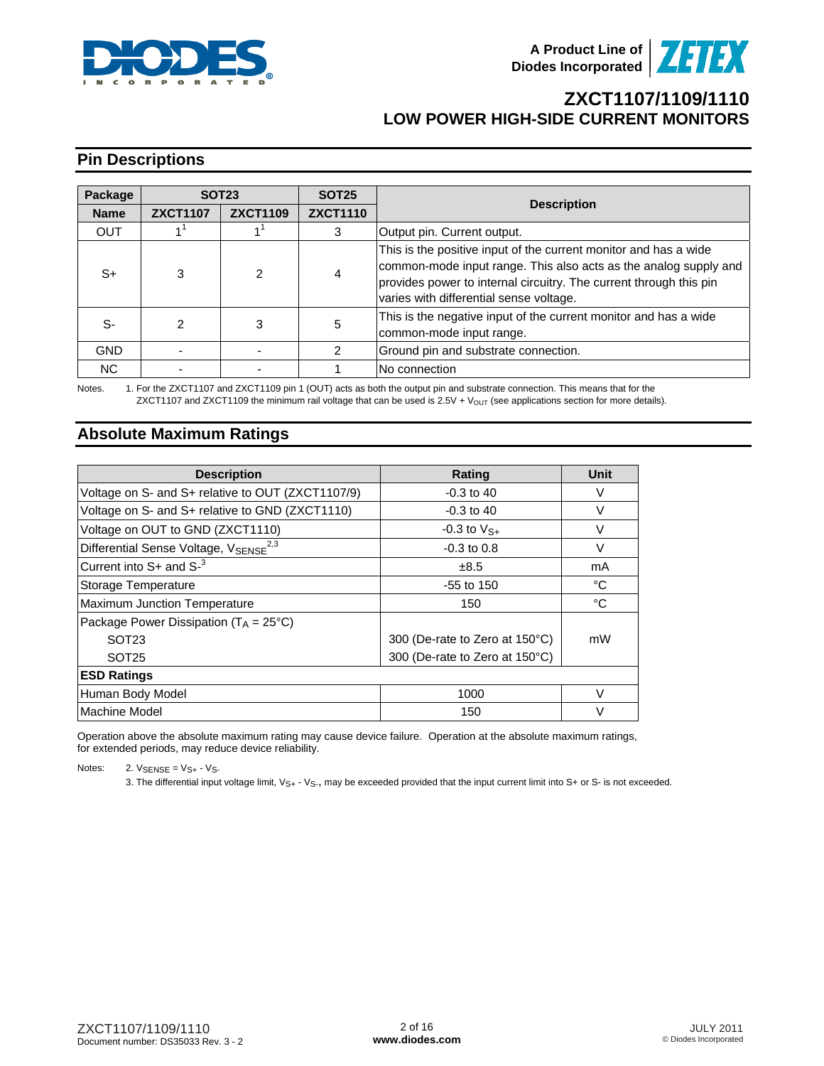## Pin Descriptions

| Package | SOT23 | | SOT25 | Description |
|---|---|---|---|---|
| Name | ZXCT1107 | ZXCT1109 | ZXCT1110 | |
| OUT | 1[1] | 1[1] | 3 | Output pin. Current output. |
| S+ | 3 | 2 | 4 | This is the positive input of the current monitor and has a wide common-mode input range. This also acts as the analog supply and provides power to internal circuitry. The current through this pin varies with differential sense voltage. |
| S- | 2 | 3 | 5 | This is the negative input of the current monitor and has a wide common-mode input range. |
| GND | - | - | 2 | Ground pin and substrate connection. |
| NC | - | - | 1 | No connection |

Notes. 1. For the ZXCT1107 and ZXCT1109 pin 1 (OUT) acts as both the output pin and substrate connection. This means that for the ZXCT1107 and ZXCT1109 the minimum rail voltage that can be used is 2.5V + $V_{OUT}$ (see applications section for more details).

## Absolute Maximum Ratings

| Description | Rating | Unit |
|---|---|---|
| Voltage on S- and S+ relative to OUT (ZXCT1107/9) | -0.3 to 40 | V |
| Voltage on S- and S+ relative to GND (ZXCT1110) | -0.3 to 40 | V |
| Voltage on OUT to GND (ZXCT1110) | -0.3 to $V_{S+}$ | V |
| Differential Sense Voltage, $V_{SENSE}$ [2,3] | -0.3 to 0.8 | V |
| Current into S+ and S- [3] | ±8.5 | mA |
| Storage Temperature | -55 to 150 | °C |
| Maximum Junction Temperature | 150 | °C |
| Package Power Dissipation ($T_A$ = 25°C) | | mW |
| SOT23 | 300 (De-rate to Zero at 150°C) | mW |
| SOT25 | 300 (De-rate to Zero at 150°C) | mW |
| **ESD Ratings** | | |
| Human Body Model | 1000 | V |
| Machine Model | 150 | V |

Operation above the absolute maximum rating may cause device failure. Operation at the absolute maximum ratings, for extended periods, may reduce device reliability.

Notes: 2. $V_{SENSE} = V_{S+} - V_{S-}$

3. The differential input voltage limit, $V_{S+} - V_{S-}$, may be exceeded provided that the input current limit into S+ or S- is not exceeded.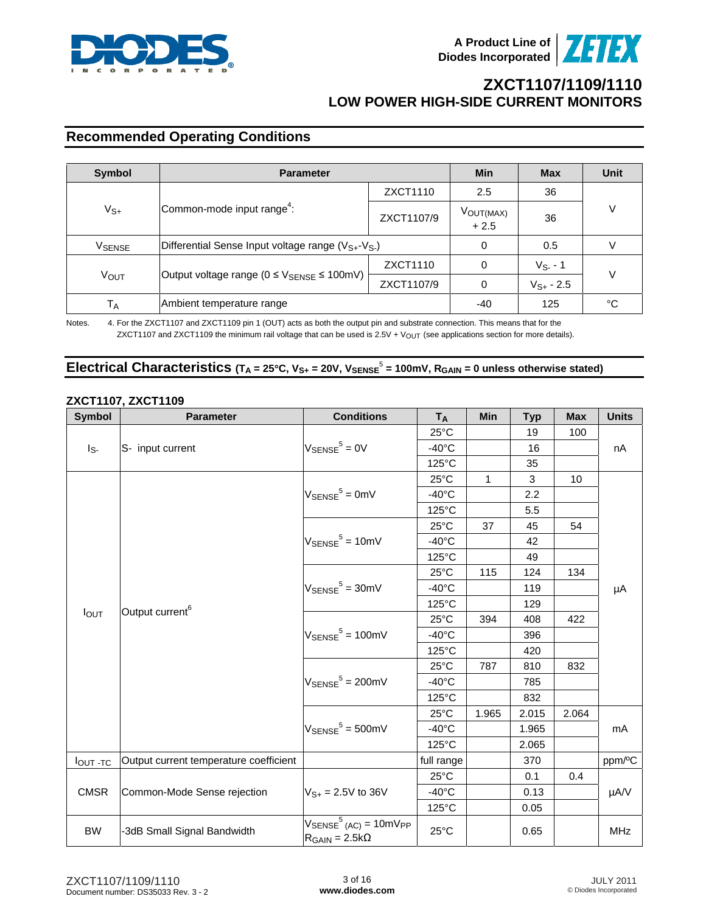## Recommended Operating Conditions

| Symbol | Parameter | | Min | Max | Unit |
|---|---|---|---|---|---|
| $V_{S+}$ | Common-mode input range[4]: | ZXCT1110 | 2.5 | 36 | V |
| | | ZXCT1107/9 | $V_{OUT(MAX)}$ + 2.5 | 36 | |
| $V_{SENSE}$ | Differential Sense Input voltage range ($V_{S+}$-$V_{S-}$) | | 0 | 0.5 | V |
| $V_{OUT}$ | Output voltage range (0 ≤ $V_{SENSE}$ ≤ 100mV) | ZXCT1110 | 0 | $V_{S-}$ - 1 | V |
| | | ZXCT1107/9 | 0 | $V_{S+}$ - 2.5 | |
| $T_A$ | Ambient temperature range | | -40 | 125 | °C |

Notes. 4. For the ZXCT1107 and ZXCT1109 pin 1 (OUT) acts as both the output pin and substrate connection. This means that for the ZXCT1107 and ZXCT1109 the minimum rail voltage that can be used is 2.5V + $V_{OUT}$ (see applications section for more details).

## Electrical Characteristics ($T_A$ = 25°C, $V_{S+}$ = 20V, $V_{SENSE}$[5] = 100mV, $R_{GAIN}$ = 0 unless otherwise stated)

### ZXCT1107, ZXCT1109

| Symbol | Parameter | Conditions | $T_A$ | Min | Typ | Max | Units |
|---|---|---|---|---|---|---|---|
| $I_{S-}$ | S- input current | $V_{SENSE}$[5] = 0V | 25°C | | 19 | 100 | nA |
| | | | -40°C | | 16 | | |
| | | | 125°C | | 35 | | |
| $I_{OUT}$ | Output current[6] | $V_{SENSE}$[5] = 0mV | 25°C | 1 | 3 | 10 | µA |
| | | | -40°C | | 2.2 | | |
| | | | 125°C | | 5.5 | | |
| | | $V_{SENSE}$[5] = 10mV | 25°C | 37 | 45 | 54 | |
| | | | -40°C | | 42 | | |
| | | | 125°C | | 49 | | |
| | | $V_{SENSE}$[5] = 30mV | 25°C | 115 | 124 | 134 | |
| | | | -40°C | | 119 | | |
| | | | 125°C | | 129 | | |
| | | $V_{SENSE}$[5] = 100mV | 25°C | 394 | 408 | 422 | |
| | | | -40°C | | 396 | | |
| | | | 125°C | | 420 | | |
| | | $V_{SENSE}$[5] = 200mV | 25°C | 787 | 810 | 832 | |
| | | | -40°C | | 785 | | |
| | | | 125°C | | 832 | | |
| | | $V_{SENSE}$[5] = 500mV | 25°C | 1.965 | 2.015 | 2.064 | mA |
| | | | -40°C | | 1.965 | | |
| | | | 125°C | | 2.065 | | |
| $I_{OUT\text{-}TC}$ | Output current temperature coefficient | | full range | | 370 | | ppm/°C |
| CMSR | Common-Mode Sense rejection | $V_{S+}$ = 2.5V to 36V | 25°C | | 0.1 | 0.4 | µA/V |
| | | | -40°C | | 0.13 | | |
| | | | 125°C | | 0.05 | | |
| BW | -3dB Small Signal Bandwidth | $V_{SENSE}$[5] $_{(AC)}$ = 10mV$_{PP}$ $R_{GAIN}$ = 2.5kΩ | 25°C | | 0.65 | | MHz |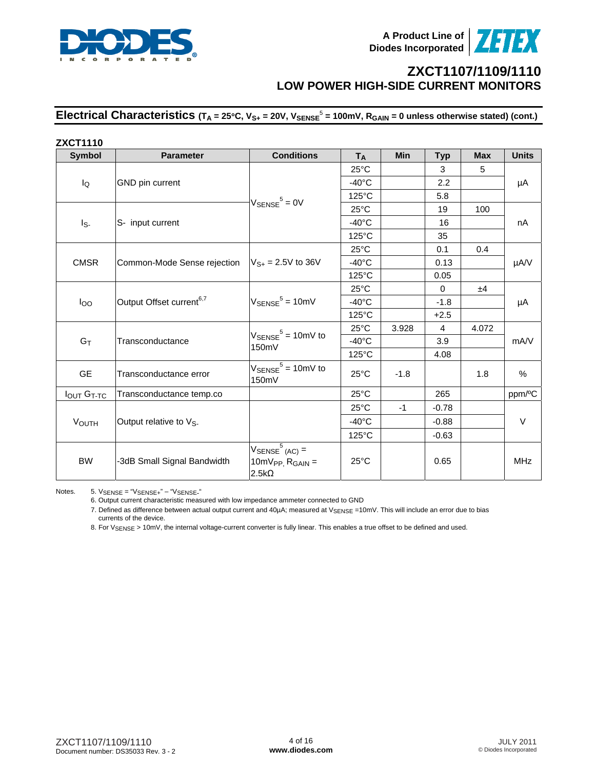## Electrical Characteristics ($T_A$ = 25°C, $V_{S+}$ = 20V, $V_{SENSE}$[5] = 100mV, $R_{GAIN}$ = 0 unless otherwise stated) (cont.)

### ZXCT1110

| Symbol | Parameter | Conditions | $T_A$ | Min | Typ | Max | Units |
|---|---|---|---|---|---|---|---|
| $I_Q$ | GND pin current | $V_{SENSE}$[5] = 0V | 25°C | | 3 | 5 | µA |
| | | | -40°C | | 2.2 | | |
| | | | 125°C | | 5.8 | | |
| $I_{S-}$ | S- input current | | 25°C | | 19 | 100 | nA |
| | | | -40°C | | 16 | | |
| | | | 125°C | | 35 | | |
| CMSR | Common-Mode Sense rejection | $V_{S+}$ = 2.5V to 36V | 25°C | | 0.1 | 0.4 | µA/V |
| | | | -40°C | | 0.13 | | |
| | | | 125°C | | 0.05 | | |
| $I_{OO}$ | Output Offset current[6,7] | $V_{SENSE}$[5] = 10mV | 25°C | | 0 | ±4 | µA |
| | | | -40°C | | -1.8 | | |
| | | | 125°C | | +2.5 | | |
| $G_T$ | Transconductance | $V_{SENSE}$[5] = 10mV to 150mV | 25°C | 3.928 | 4 | 4.072 | mA/V |
| | | | -40°C | | 3.9 | | |
| | | | 125°C | | 4.08 | | |
| GE | Transconductance error | $V_{SENSE}$[5] = 10mV to 150mV | 25°C | -1.8 | | 1.8 | % |
| $I_{OUT}$ $G_{T-TC}$ | Transconductance temp.co | | 25°C | | 265 | | ppm/°C |
| $V_{OUTH}$ | Output relative to $V_{S-}$ | | 25°C | -1 | -0.78 | | V |
| | | | -40°C | | -0.88 | | |
| | | | 125°C | | -0.63 | | |
| BW | -3dB Small Signal Bandwidth | $V_{SENSE}$[5] $_{(AC)}$ = 10mV$_{PP}$, $R_{GAIN}$ = 2.5kΩ | 25°C | | 0.65 | | MHz |

Notes.
5. $V_{SENSE}$ = "$V_{SENSE+}$" – "$V_{SENSE-}$"
6. Output current characteristic measured with low impedance ammeter connected to GND
7. Defined as difference between actual output current and 40µA; measured at $V_{SENSE}$ =10mV. This will include an error due to bias currents of the device.
8. For $V_{SENSE}$ > 10mV, the internal voltage-current converter is fully linear. This enables a true offset to be defined and used.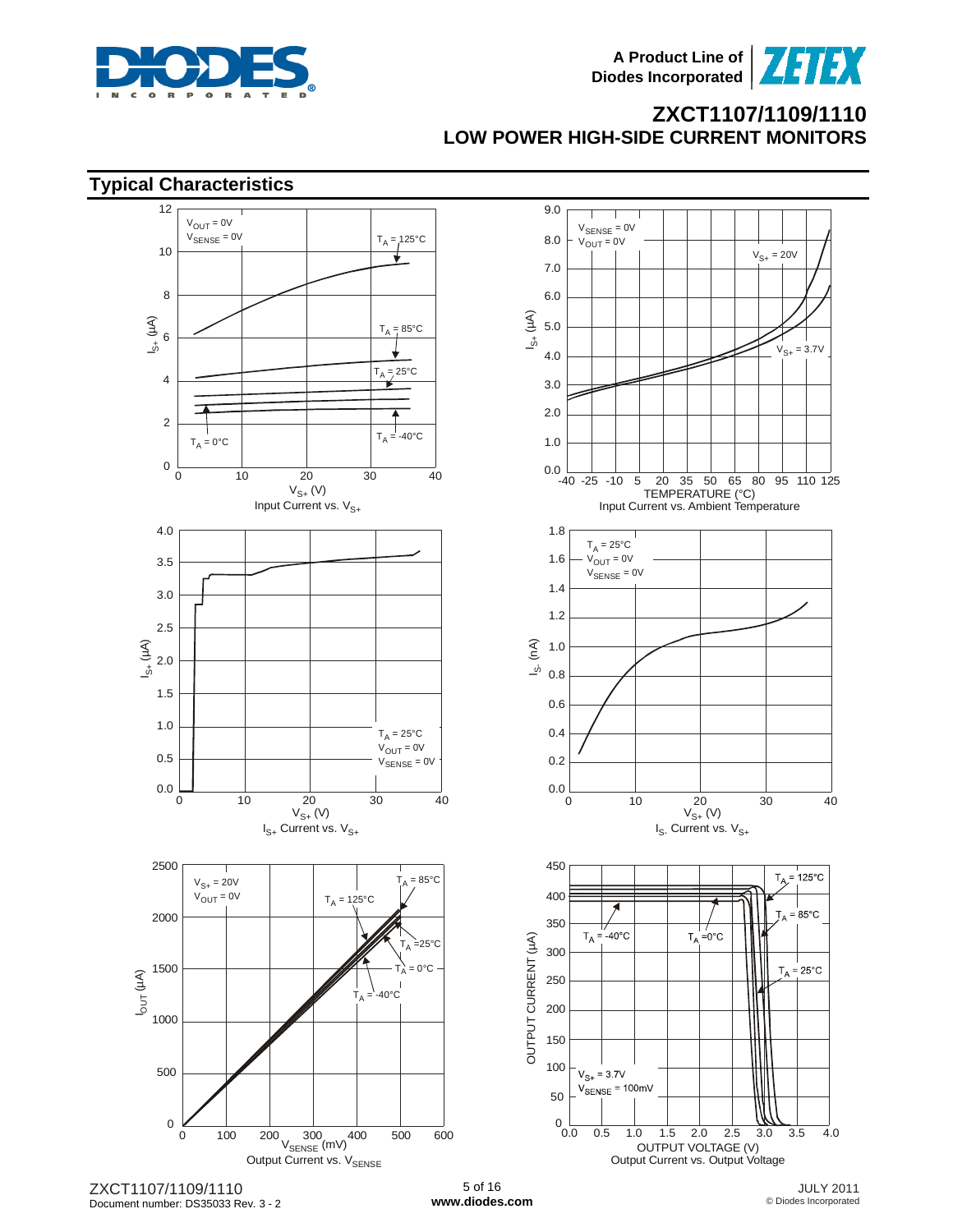## Typical Characteristics

Input Current vs. $V_{S+}$

Input Current vs. Ambient Temperature

$I_{S+}$ Current vs. $V_{S+}$

$I_{S-}$ Current vs. $V_{S+}$

Output Current vs. $V_{SENSE}$

Output Current vs. Output Voltage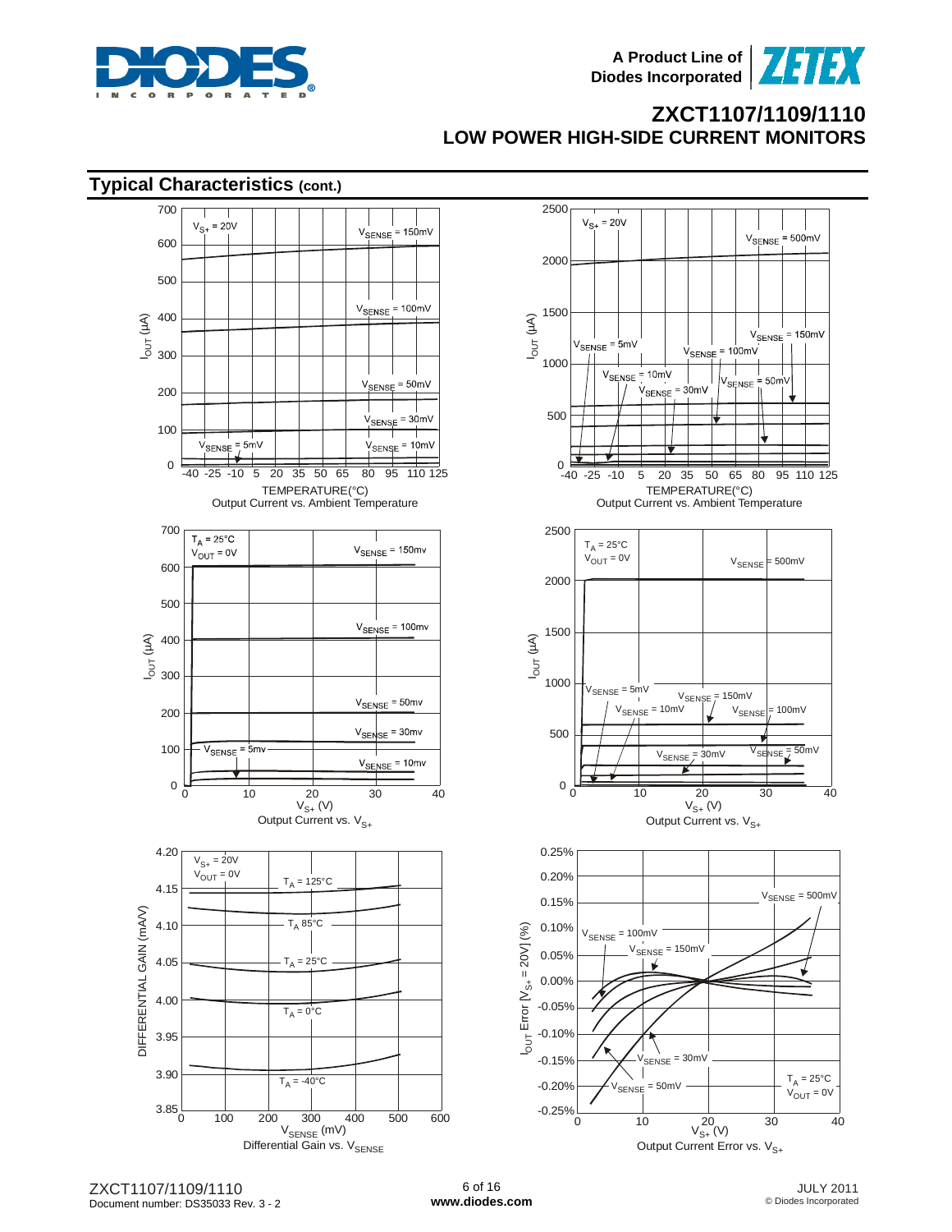## Typical Characteristics (cont.)

Output Current vs. Ambient Temperature

Output Current vs. Ambient Temperature

Output Current vs. $V_{S+}$

Output Current vs. $V_{S+}$

Differential Gain vs. $V_{SENSE}$

Output Current Error vs. $V_{S+}$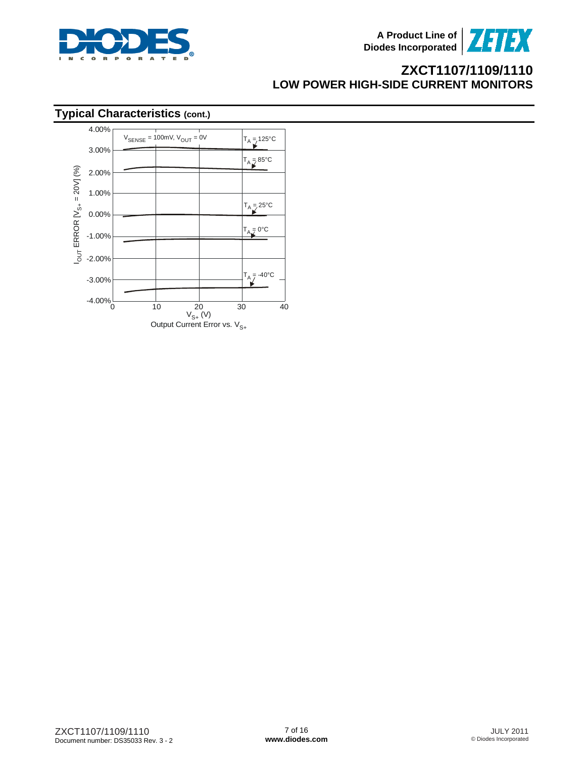## Typical Characteristics (cont.)

Output Current Error vs. $V_{S+}$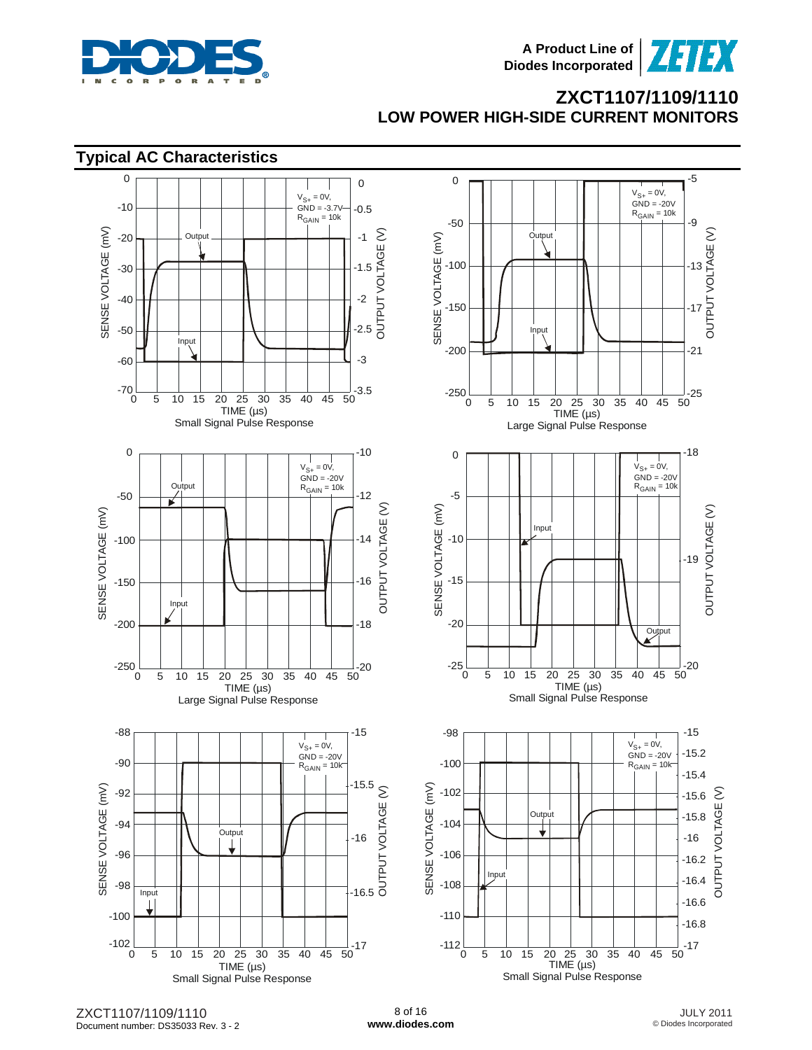## Typical AC Characteristics

Small Signal Pulse Response

Large Signal Pulse Response

Large Signal Pulse Response

Small Signal Pulse Response

Small Signal Pulse Response

Small Signal Pulse Response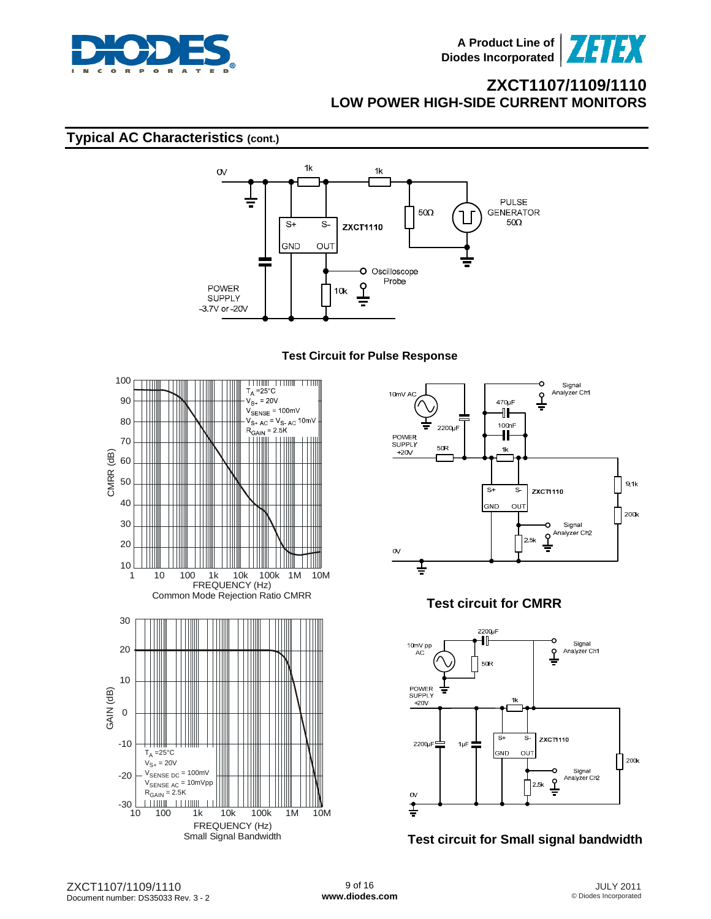## Typical AC Characteristics (cont.)

**Test Circuit for Pulse Response**

Common Mode Rejection Ratio CMRR

$T_A$ = 25°C
$V_{S+}$ = 20V
$V_{SENSE}$ = 100mV
$V_{S+\ AC}$ = $V_{S-\ AC}$ 10mV
$R_{GAIN}$ = 2.5K

**Test circuit for CMRR**

Small Signal Bandwidth

$T_A$ = 25°C
$V_{S+}$ = 20V
$V_{SENSE\ DC}$ = 100mV
$V_{SENSE\ AC}$ = 10mVpp
$R_{GAIN}$ = 2.5K

**Test circuit for Small signal bandwidth**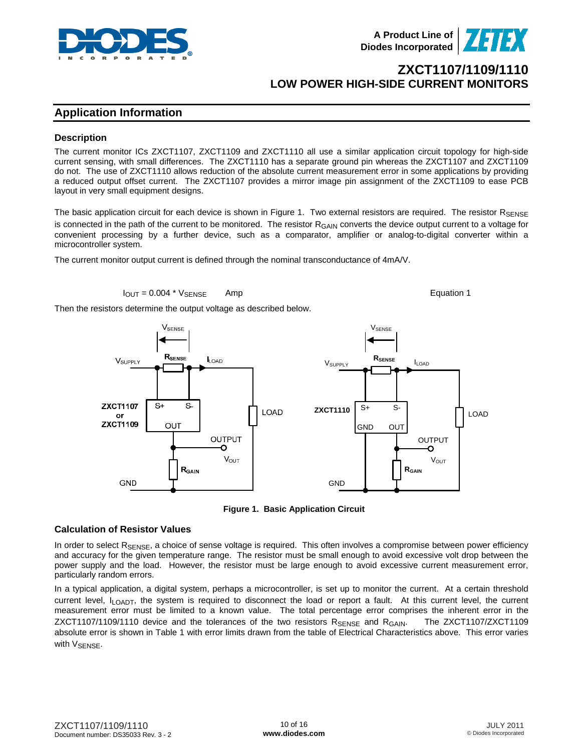## Application Information

### Description

The current monitor ICs ZXCT1107, ZXCT1109 and ZXCT1110 all use a similar application circuit topology for high-side current sensing, with small differences. The ZXCT1110 has a separate ground pin whereas the ZXCT1107 and ZXCT1109 do not. The use of ZXCT1110 allows reduction of the absolute current measurement error in some applications by providing a reduced output offset current. The ZXCT1107 provides a mirror image pin assignment of the ZXCT1109 to ease PCB layout in very small equipment designs.

The basic application circuit for each device is shown in Figure 1. Two external resistors are required. The resistor $R_{SENSE}$ is connected in the path of the current to be monitored. The resistor $R_{GAIN}$ converts the device output current to a voltage for convenient processing by a further device, such as a comparator, amplifier or analog-to-digital converter within a microcontroller system.

The current monitor output current is defined through the nominal transconductance of 4mA/V.

$$I_{OUT} = 0.004 * V_{SENSE} \quad \text{Amp} \qquad \text{Equation 1}$$

Then the resistors determine the output voltage as described below.

**Figure 1. Basic Application Circuit**

### Calculation of Resistor Values

In order to select $R_{SENSE}$, a choice of sense voltage is required. This often involves a compromise between power efficiency and accuracy for the given temperature range. The resistor must be small enough to avoid excessive volt drop between the power supply and the load. However, the resistor must be large enough to avoid excessive current measurement error, particularly random errors.

In a typical application, a digital system, perhaps a microcontroller, is set up to monitor the current. At a certain threshold current level, $I_{LOADT}$, the system is required to disconnect the load or report a fault. At this current level, the current measurement error must be limited to a known value. The total percentage error comprises the inherent error in the ZXCT1107/1109/1110 device and the tolerances of the two resistors $R_{SENSE}$ and $R_{GAIN}$. The ZXCT1107/ZXCT1109 absolute error is shown in Table 1 with error limits drawn from the table of Electrical Characteristics above. This error varies with $V_{SENSE}$.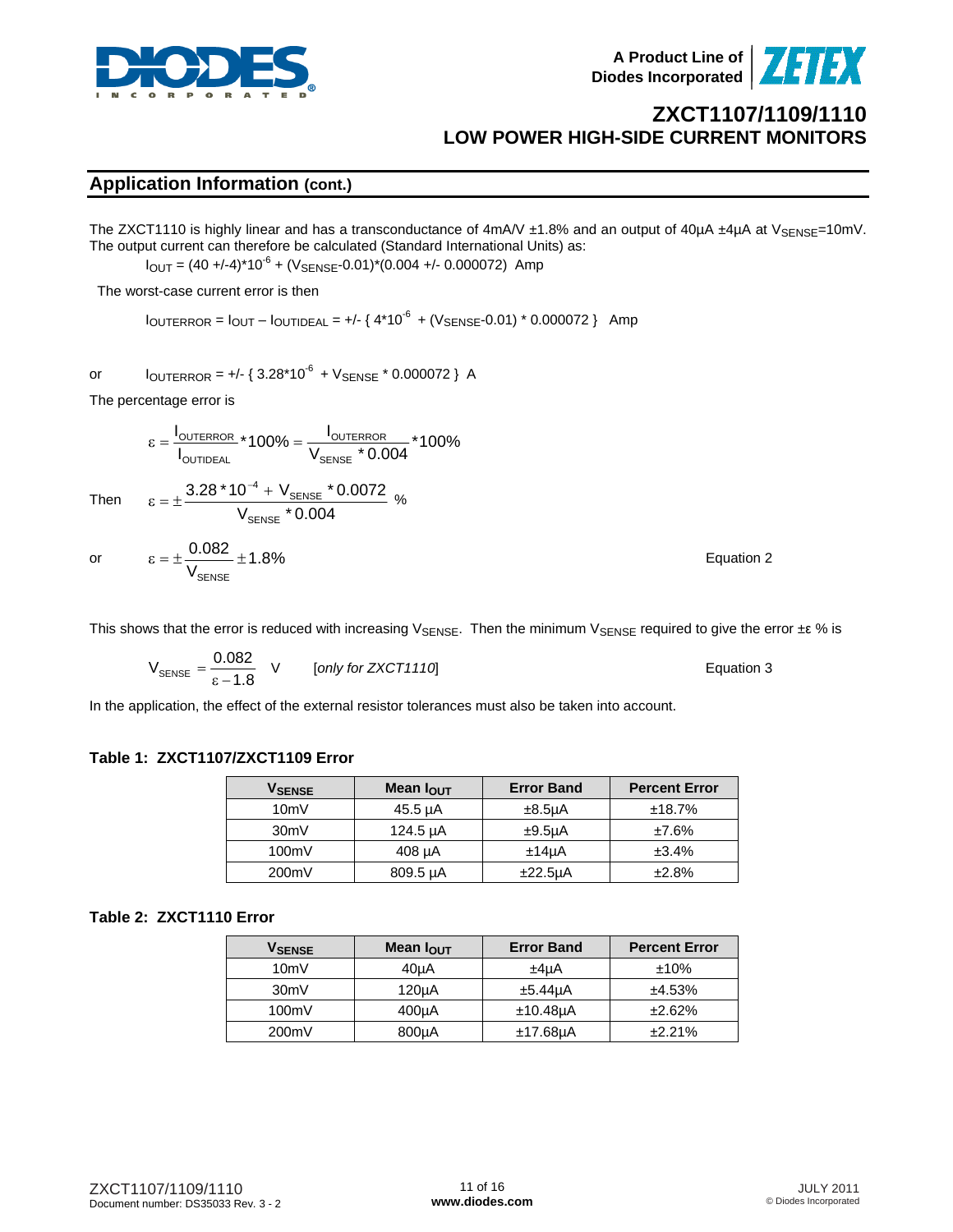## Application Information (cont.)

The ZXCT1110 is highly linear and has a transconductance of 4mA/V ±1.8% and an output of 40µA ±4µA at $V_{SENSE}$=10mV. The output current can therefore be calculated (Standard International Units) as:

$$I_{OUT} = (40 +/-4)*10^{-6} + (V_{SENSE}-0.01)*(0.004 +/- 0.000072) \text{ Amp}$$

The worst-case current error is then

$$I_{OUTERROR} = I_{OUT} - I_{OUTIDEAL} = +/- \{ 4*10^{-6} + (V_{SENSE}-0.01) * 0.000072 \} \text{ Amp}$$

or

$$I_{OUTERROR} = +/- \{ 3.28*10^{-6} + V_{SENSE} * 0.000072 \} \text{ A}$$

The percentage error is

$$\varepsilon = \frac{I_{OUTERROR}}{I_{OUTIDEAL}} *100\% = \frac{I_{OUTERROR}}{V_{SENSE} * 0.004} *100\%$$

Then

$$\varepsilon = \pm \frac{3.28 * 10^{-4} + V_{SENSE} * 0.0072}{V_{SENSE} * 0.004} \%$$

or

$$\varepsilon = \pm \frac{0.082}{V_{SENSE}} \pm 1.8\% \qquad \text{Equation 2}$$

This shows that the error is reduced with increasing $V_{SENSE}$. Then the minimum $V_{SENSE}$ required to give the error ±ε % is

$$V_{SENSE} = \frac{0.082}{\varepsilon - 1.8} \text{ V} \qquad [\textit{only for ZXCT1110}] \qquad \text{Equation 3}$$

In the application, the effect of the external resistor tolerances must also be taken into account.

**Table 1: ZXCT1107/ZXCT1109 Error**

| $V_{SENSE}$ | Mean $I_{OUT}$ | Error Band | Percent Error |
|---|---|---|---|
| 10mV | 45.5 µA | ±8.5µA | ±18.7% |
| 30mV | 124.5 µA | ±9.5µA | ±7.6% |
| 100mV | 408 µA | ±14µA | ±3.4% |
| 200mV | 809.5 µA | ±22.5µA | ±2.8% |

**Table 2: ZXCT1110 Error**

| $V_{SENSE}$ | Mean $I_{OUT}$ | Error Band | Percent Error |
|---|---|---|---|
| 10mV | 40µA | ±4µA | ±10% |
| 30mV | 120µA | ±5.44µA | ±4.53% |
| 100mV | 400µA | ±10.48µA | ±2.62% |
| 200mV | 800µA | ±17.68µA | ±2.21% |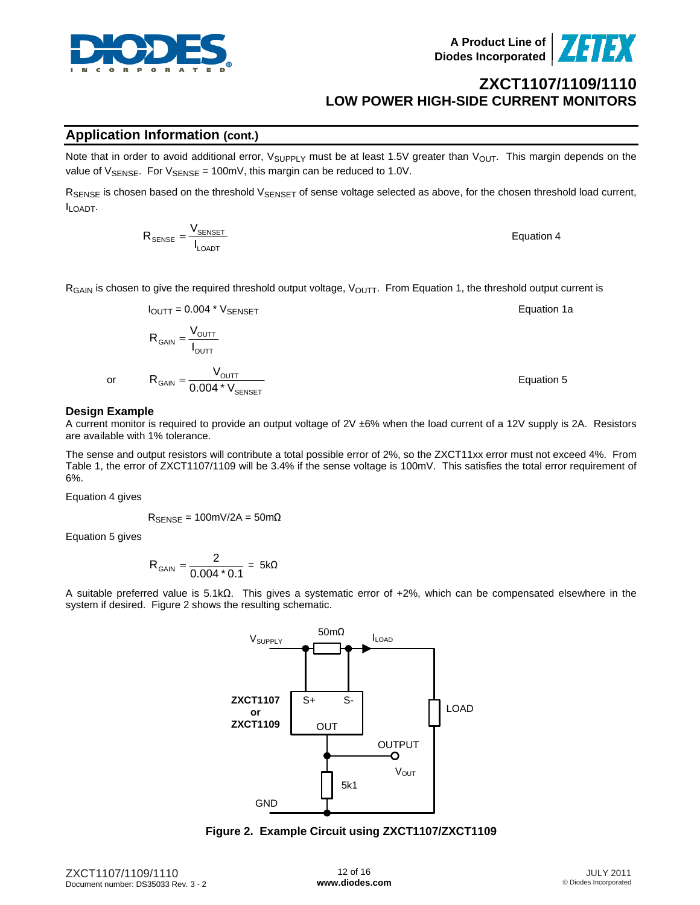## Application Information (cont.)

Note that in order to avoid additional error, $V_{SUPPLY}$ must be at least 1.5V greater than $V_{OUT}$. This margin depends on the value of $V_{SENSE}$. For $V_{SENSE}$ = 100mV, this margin can be reduced to 1.0V.

$R_{SENSE}$ is chosen based on the threshold $V_{SENSET}$ of sense voltage selected as above, for the chosen threshold load current, $I_{LOADT}$.

$$R_{SENSE} = \frac{V_{SENSET}}{I_{LOADT}} \quad \text{Equation 4}$$

$R_{GAIN}$ is chosen to give the required threshold output voltage, $V_{OUTT}$. From Equation 1, the threshold output current is

$$I_{OUTT} = 0.004 * V_{SENSET} \quad \text{Equation 1a}$$

$$R_{GAIN} = \frac{V_{OUTT}}{I_{OUTT}}$$

or

$$R_{GAIN} = \frac{V_{OUTT}}{0.004 * V_{SENSET}} \quad \text{Equation 5}$$

### Design Example

A current monitor is required to provide an output voltage of 2V ±6% when the load current of a 12V supply is 2A. Resistors are available with 1% tolerance.

The sense and output resistors will contribute a total possible error of 2%, so the ZXCT11xx error must not exceed 4%. From Table 1, the error of ZXCT1107/1109 will be 3.4% if the sense voltage is 100mV. This satisfies the total error requirement of 6%.

Equation 4 gives

$$R_{SENSE} = 100\text{mV}/2\text{A} = 50\text{m}\Omega$$

Equation 5 gives

$$R_{GAIN} = \frac{2}{0.004 * 0.1} = 5\text{k}\Omega$$

A suitable preferred value is 5.1kΩ. This gives a systematic error of +2%, which can be compensated elsewhere in the system if desired. Figure 2 shows the resulting schematic.

**Figure 2. Example Circuit using ZXCT1107/ZXCT1109**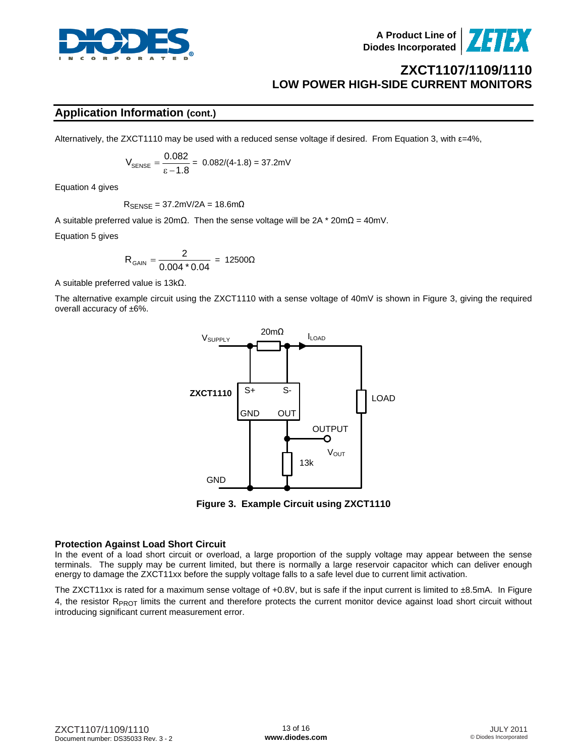## Application Information (cont.)

Alternatively, the ZXCT1110 may be used with a reduced sense voltage if desired. From Equation 3, with ε=4%,

$$V_{SENSE} = \frac{0.082}{\varepsilon - 1.8} = 0.082/(4-1.8) = 37.2\text{mV}$$

Equation 4 gives

$$R_{SENSE} = 37.2\text{mV}/2\text{A} = 18.6\text{m}\Omega$$

A suitable preferred value is 20mΩ. Then the sense voltage will be 2A * 20mΩ = 40mV.

Equation 5 gives

$$R_{GAIN} = \frac{2}{0.004 * 0.04} = 12500\Omega$$

A suitable preferred value is 13kΩ.

The alternative example circuit using the ZXCT1110 with a sense voltage of 40mV is shown in Figure 3, giving the required overall accuracy of ±6%.

**Figure 3. Example Circuit using ZXCT1110**

### Protection Against Load Short Circuit

In the event of a load short circuit or overload, a large proportion of the supply voltage may appear between the sense terminals. The supply may be current limited, but there is normally a large reservoir capacitor which can deliver enough energy to damage the ZXCT11xx before the supply voltage falls to a safe level due to current limit activation.

The ZXCT11xx is rated for a maximum sense voltage of +0.8V, but is safe if the input current is limited to ±8.5mA. In Figure 4, the resistor $R_{PROT}$ limits the current and therefore protects the current monitor device against load short circuit without introducing significant current measurement error.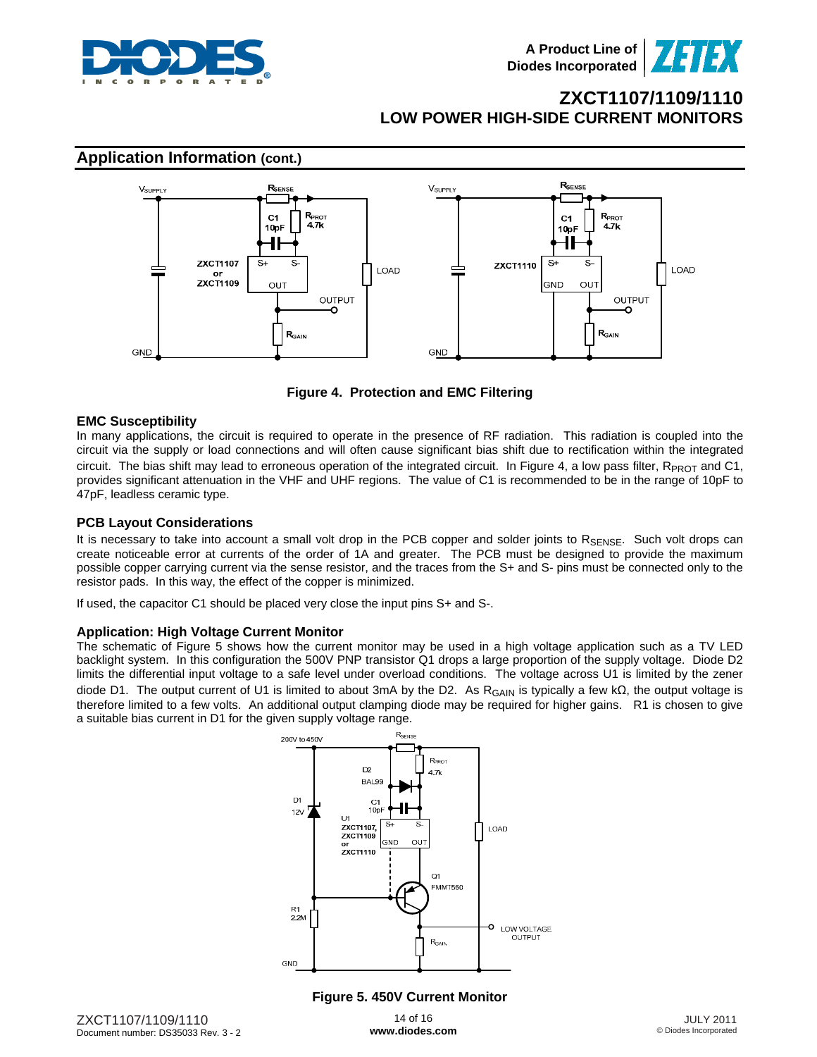## Application Information (cont.)

Figure 4. Protection and EMC Filtering

### EMC Susceptibility

In many applications, the circuit is required to operate in the presence of RF radiation. This radiation is coupled into the circuit via the supply or load connections and will often cause significant bias shift due to rectification within the integrated circuit. The bias shift may lead to erroneous operation of the integrated circuit. In Figure 4, a low pass filter, $R_{PROT}$ and C1, provides significant attenuation in the VHF and UHF regions. The value of C1 is recommended to be in the range of 10pF to 47pF, leadless ceramic type.

### PCB Layout Considerations

It is necessary to take into account a small volt drop in the PCB copper and solder joints to $R_{SENSE}$. Such volt drops can create noticeable error at currents of the order of 1A and greater. The PCB must be designed to provide the maximum possible copper carrying current via the sense resistor, and the traces from the S+ and S- pins must be connected only to the resistor pads. In this way, the effect of the copper is minimized.

If used, the capacitor C1 should be placed very close the input pins S+ and S-.

### Application: High Voltage Current Monitor

The schematic of Figure 5 shows how the current monitor may be used in a high voltage application such as a TV LED backlight system. In this configuration the 500V PNP transistor Q1 drops a large proportion of the supply voltage. Diode D2 limits the differential input voltage to a safe level under overload conditions. The voltage across U1 is limited by the zener diode D1. The output current of U1 is limited to about 3mA by the D2. As $R_{GAIN}$ is typically a few kΩ, the output voltage is therefore limited to a few volts. An additional output clamping diode may be required for higher gains. R1 is chosen to give a suitable bias current in D1 for the given supply voltage range.

Figure 5. 450V Current Monitor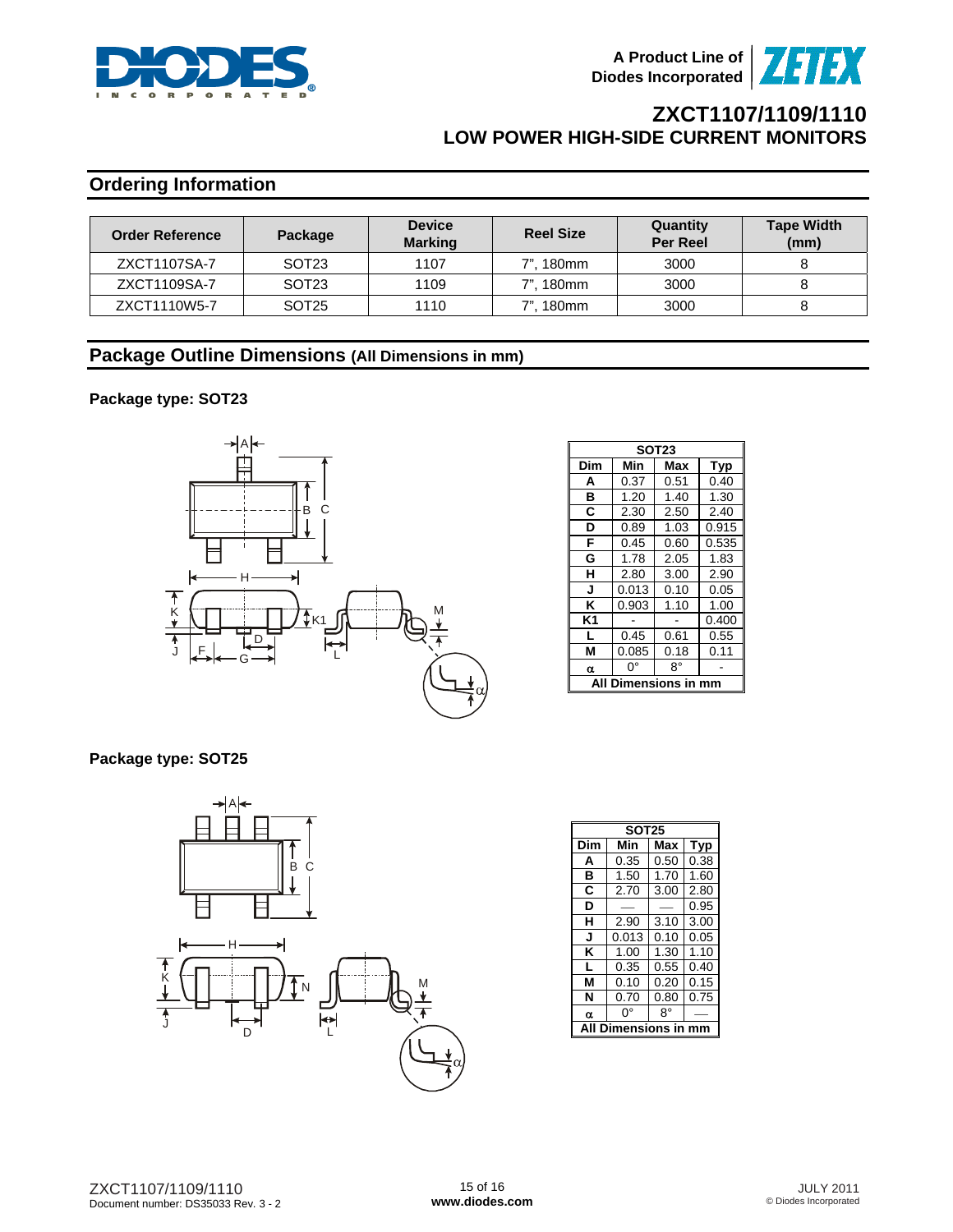## Ordering Information

| Order Reference | Package | Device Marking | Reel Size | Quantity Per Reel | Tape Width (mm) |
|---|---|---|---|---|---|
| ZXCT1107SA-7 | SOT23 | 1107 | 7", 180mm | 3000 | 8 |
| ZXCT1109SA-7 | SOT23 | 1109 | 7", 180mm | 3000 | 8 |
| ZXCT1110W5-7 | SOT25 | 1110 | 7", 180mm | 3000 | 8 |

## Package Outline Dimensions (All Dimensions in mm)

**Package type: SOT23**

| SOT23 | | | |
|---|---|---|---|
| Dim | Min | Max | Typ |
| A | 0.37 | 0.51 | 0.40 |
| B | 1.20 | 1.40 | 1.30 |
| C | 2.30 | 2.50 | 2.40 |
| D | 0.89 | 1.03 | 0.915 |
| F | 0.45 | 0.60 | 0.535 |
| G | 1.78 | 2.05 | 1.83 |
| H | 2.80 | 3.00 | 2.90 |
| J | 0.013 | 0.10 | 0.05 |
| K | 0.903 | 1.10 | 1.00 |
| K1 | - | - | 0.400 |
| L | 0.45 | 0.61 | 0.55 |
| M | 0.085 | 0.18 | 0.11 |
| α | 0° | 8° | - |
| All Dimensions in mm | | | |

**Package type: SOT25**

| SOT25 | | | |
|---|---|---|---|
| Dim | Min | Max | Typ |
| A | 0.35 | 0.50 | 0.38 |
| B | 1.50 | 1.70 | 1.60 |
| C | 2.70 | 3.00 | 2.80 |
| D | — | — | 0.95 |
| H | 2.90 | 3.10 | 3.00 |
| J | 0.013 | 0.10 | 0.05 |
| K | 1.00 | 1.30 | 1.10 |
| L | 0.35 | 0.55 | 0.40 |
| M | 0.10 | 0.20 | 0.15 |
| N | 0.70 | 0.80 | 0.75 |
| α | 0° | 8° | — |
| All Dimensions in mm | | | |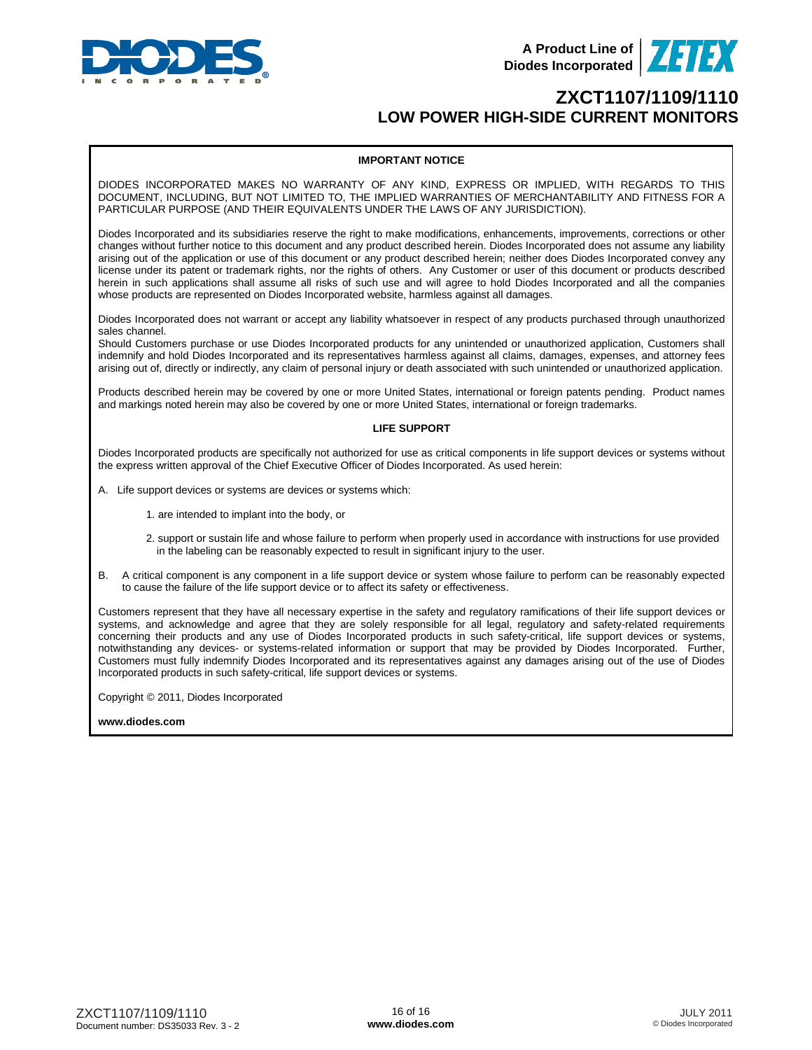**IMPORTANT NOTICE**

DIODES INCORPORATED MAKES NO WARRANTY OF ANY KIND, EXPRESS OR IMPLIED, WITH REGARDS TO THIS DOCUMENT, INCLUDING, BUT NOT LIMITED TO, THE IMPLIED WARRANTIES OF MERCHANTABILITY AND FITNESS FOR A PARTICULAR PURPOSE (AND THEIR EQUIVALENTS UNDER THE LAWS OF ANY JURISDICTION).

Diodes Incorporated and its subsidiaries reserve the right to make modifications, enhancements, improvements, corrections or other changes without further notice to this document and any product described herein. Diodes Incorporated does not assume any liability arising out of the application or use of this document or any product described herein; neither does Diodes Incorporated convey any license under its patent or trademark rights, nor the rights of others. Any Customer or user of this document or products described herein in such applications shall assume all risks of such use and will agree to hold Diodes Incorporated and all the companies whose products are represented on Diodes Incorporated website, harmless against all damages.

Diodes Incorporated does not warrant or accept any liability whatsoever in respect of any products purchased through unauthorized sales channel.
Should Customers purchase or use Diodes Incorporated products for any unintended or unauthorized application, Customers shall indemnify and hold Diodes Incorporated and its representatives harmless against all claims, damages, expenses, and attorney fees arising out of, directly or indirectly, any claim of personal injury or death associated with such unintended or unauthorized application.

Products described herein may be covered by one or more United States, international or foreign patents pending. Product names and markings noted herein may also be covered by one or more United States, international or foreign trademarks.

**LIFE SUPPORT**

Diodes Incorporated products are specifically not authorized for use as critical components in life support devices or systems without the express written approval of the Chief Executive Officer of Diodes Incorporated. As used herein:

A. Life support devices or systems are devices or systems which:

1. are intended to implant into the body, or

2. support or sustain life and whose failure to perform when properly used in accordance with instructions for use provided in the labeling can be reasonably expected to result in significant injury to the user.

B. A critical component is any component in a life support device or system whose failure to perform can be reasonably expected to cause the failure of the life support device or to affect its safety or effectiveness.

Customers represent that they have all necessary expertise in the safety and regulatory ramifications of their life support devices or systems, and acknowledge and agree that they are solely responsible for all legal, regulatory and safety-related requirements concerning their products and any use of Diodes Incorporated products in such safety-critical, life support devices or systems, notwithstanding any devices- or systems-related information or support that may be provided by Diodes Incorporated. Further, Customers must fully indemnify Diodes Incorporated and its representatives against any damages arising out of the use of Diodes Incorporated products in such safety-critical, life support devices or systems.

Copyright © 2011, Diodes Incorporated

**www.diodes.com**